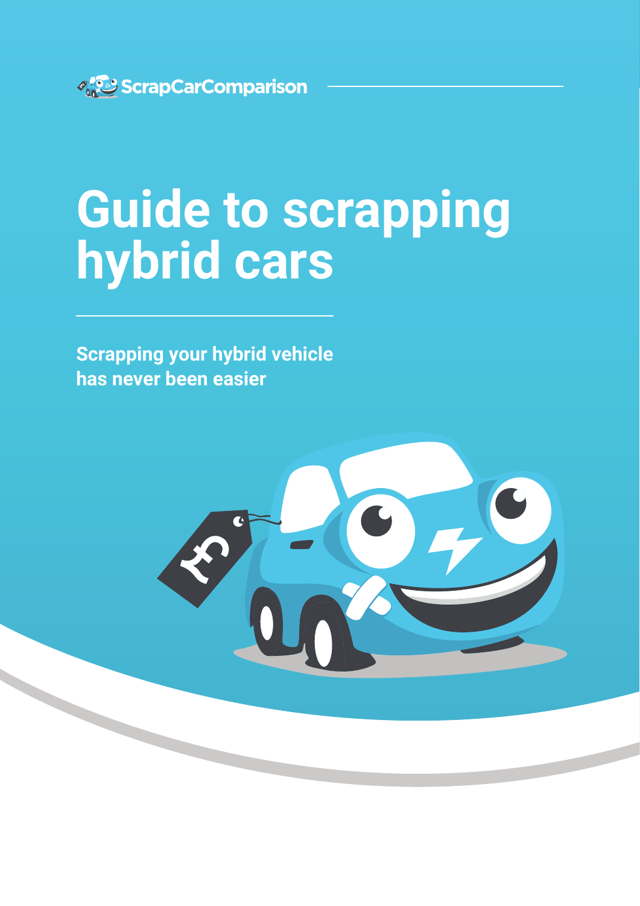ScrapCarComparison

# Guide to scrapping hybrid cars

**Scrapping your hybrid vehicle has never been easier**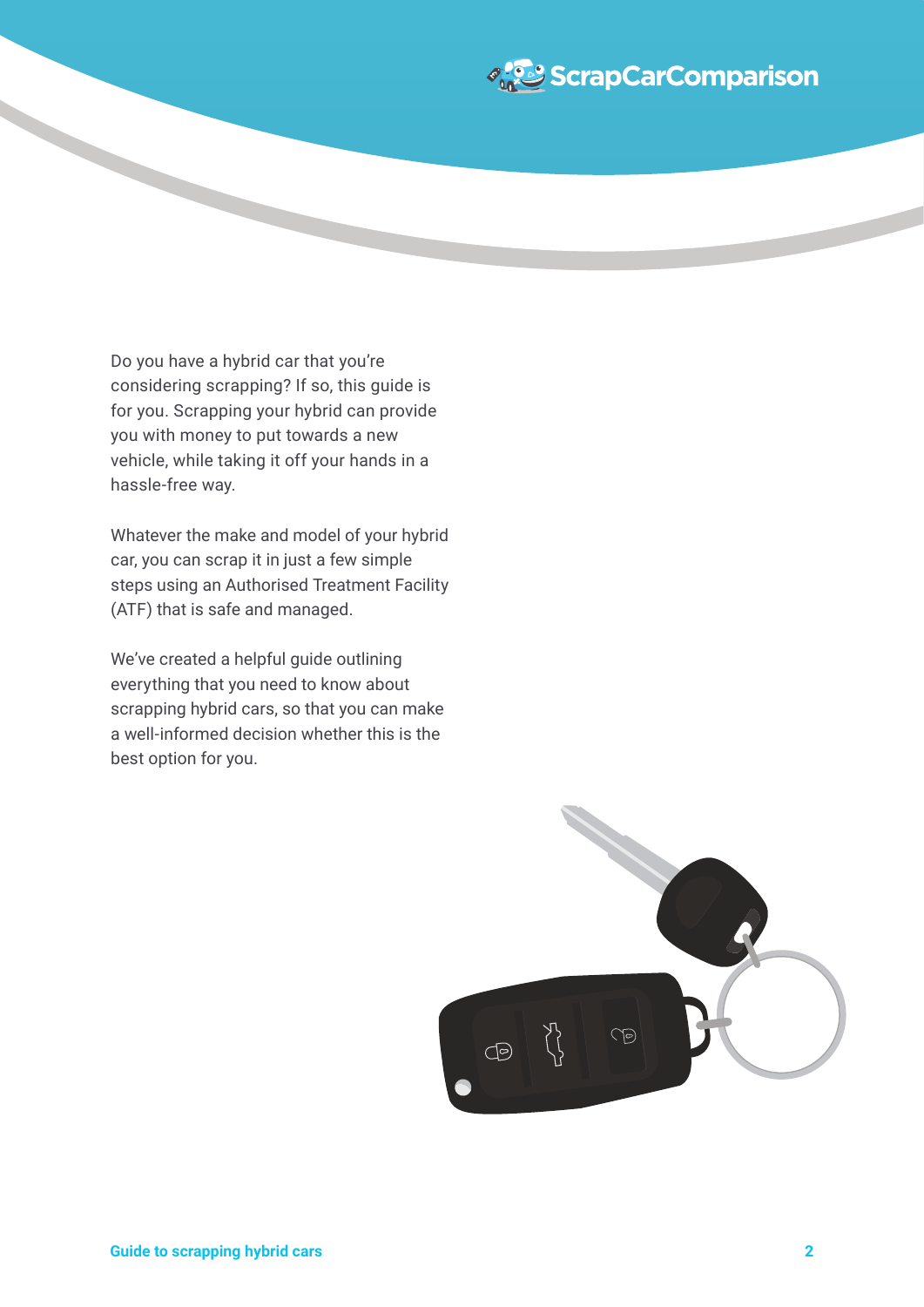Do you have a hybrid car that you're considering scrapping? If so, this guide is for you. Scrapping your hybrid can provide you with money to put towards a new vehicle, while taking it off your hands in a hassle-free way.

Whatever the make and model of your hybrid car, you can scrap it in just a few simple steps using an Authorised Treatment Facility (ATF) that is safe and managed.

We've created a helpful guide outlining everything that you need to know about scrapping hybrid cars, so that you can make a well-informed decision whether this is the best option for you.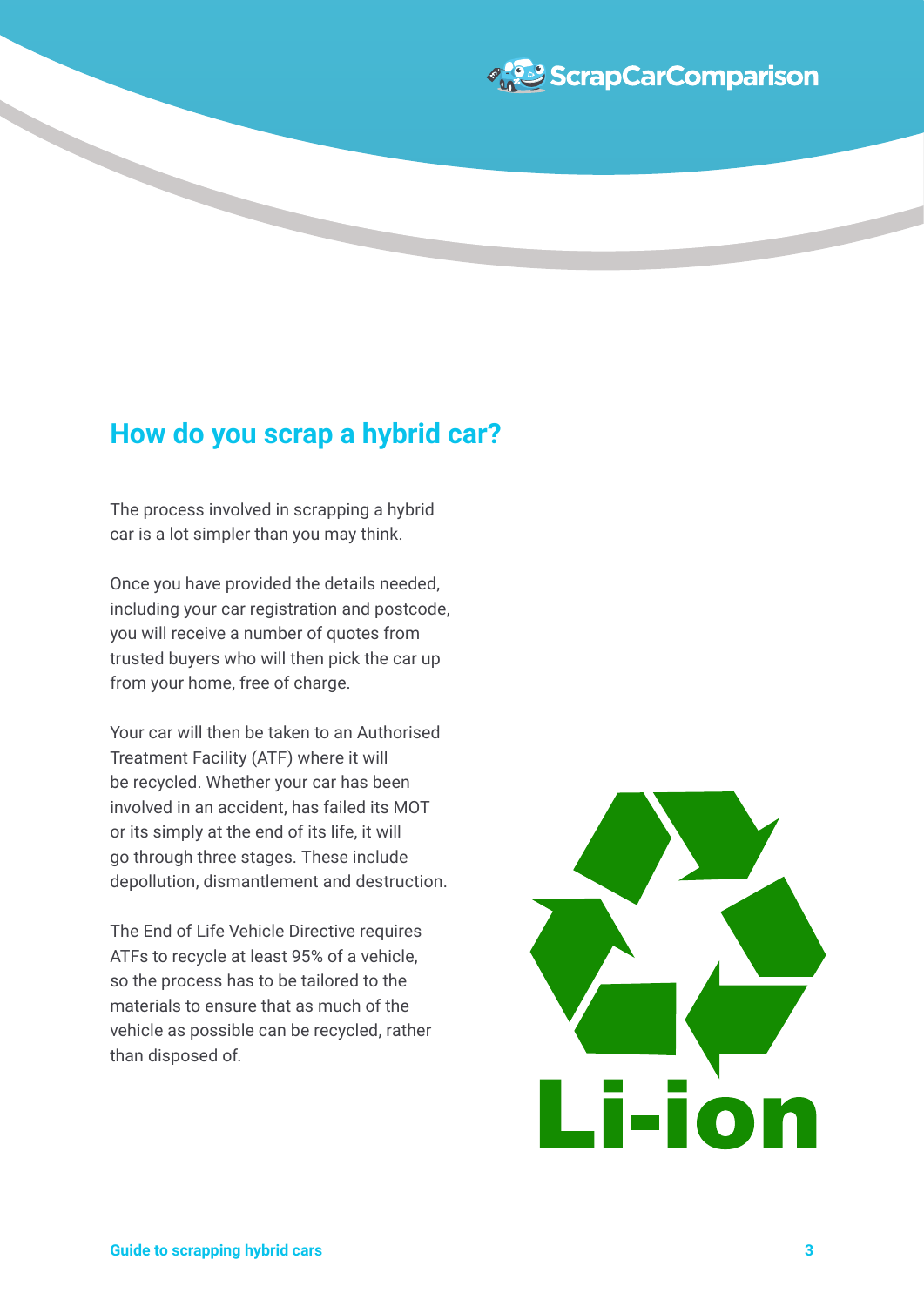## How do you scrap a hybrid car?

The process involved in scrapping a hybrid car is a lot simpler than you may think.

Once you have provided the details needed, including your car registration and postcode, you will receive a number of quotes from trusted buyers who will then pick the car up from your home, free of charge.

Your car will then be taken to an Authorised Treatment Facility (ATF) where it will be recycled. Whether your car has been involved in an accident, has failed its MOT or its simply at the end of its life, it will go through three stages. These include depollution, dismantlement and destruction.

The End of Life Vehicle Directive requires ATFs to recycle at least 95% of a vehicle, so the process has to be tailored to the materials to ensure that as much of the vehicle as possible can be recycled, rather than disposed of.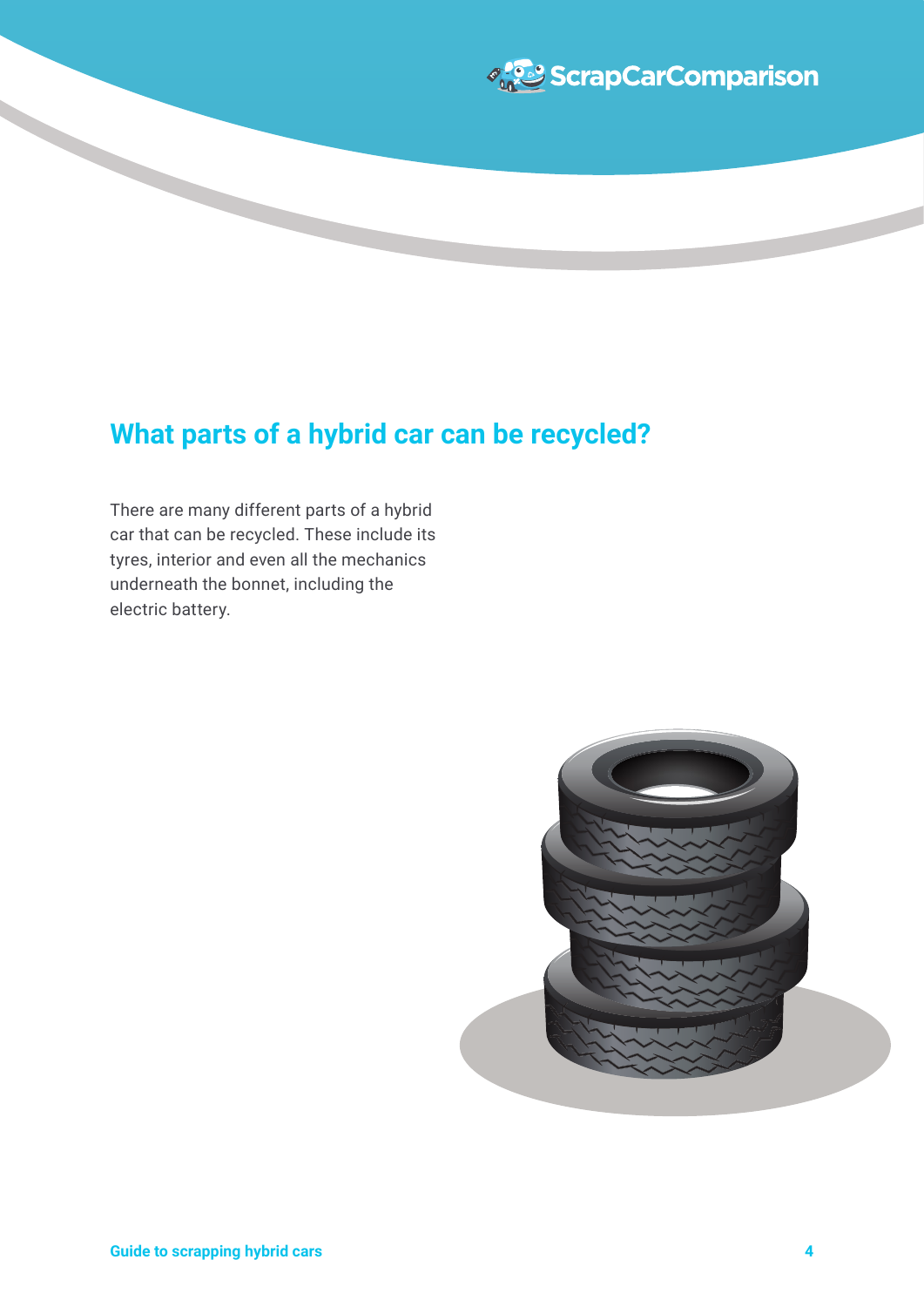## What parts of a hybrid car can be recycled?

There are many different parts of a hybrid car that can be recycled. These include its tyres, interior and even all the mechanics underneath the bonnet, including the electric battery.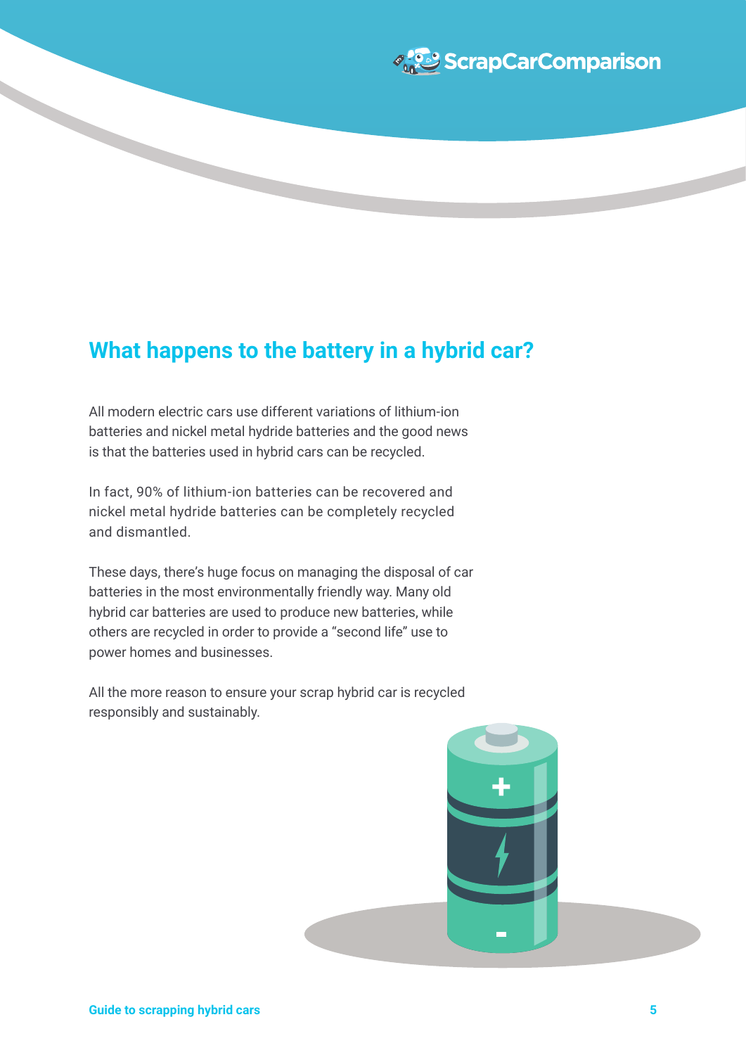## What happens to the battery in a hybrid car?

All modern electric cars use different variations of lithium-ion batteries and nickel metal hydride batteries and the good news is that the batteries used in hybrid cars can be recycled.

In fact, 90% of lithium-ion batteries can be recovered and nickel metal hydride batteries can be completely recycled and dismantled.

These days, there's huge focus on managing the disposal of car batteries in the most environmentally friendly way. Many old hybrid car batteries are used to produce new batteries, while others are recycled in order to provide a "second life" use to power homes and businesses.

All the more reason to ensure your scrap hybrid car is recycled responsibly and sustainably.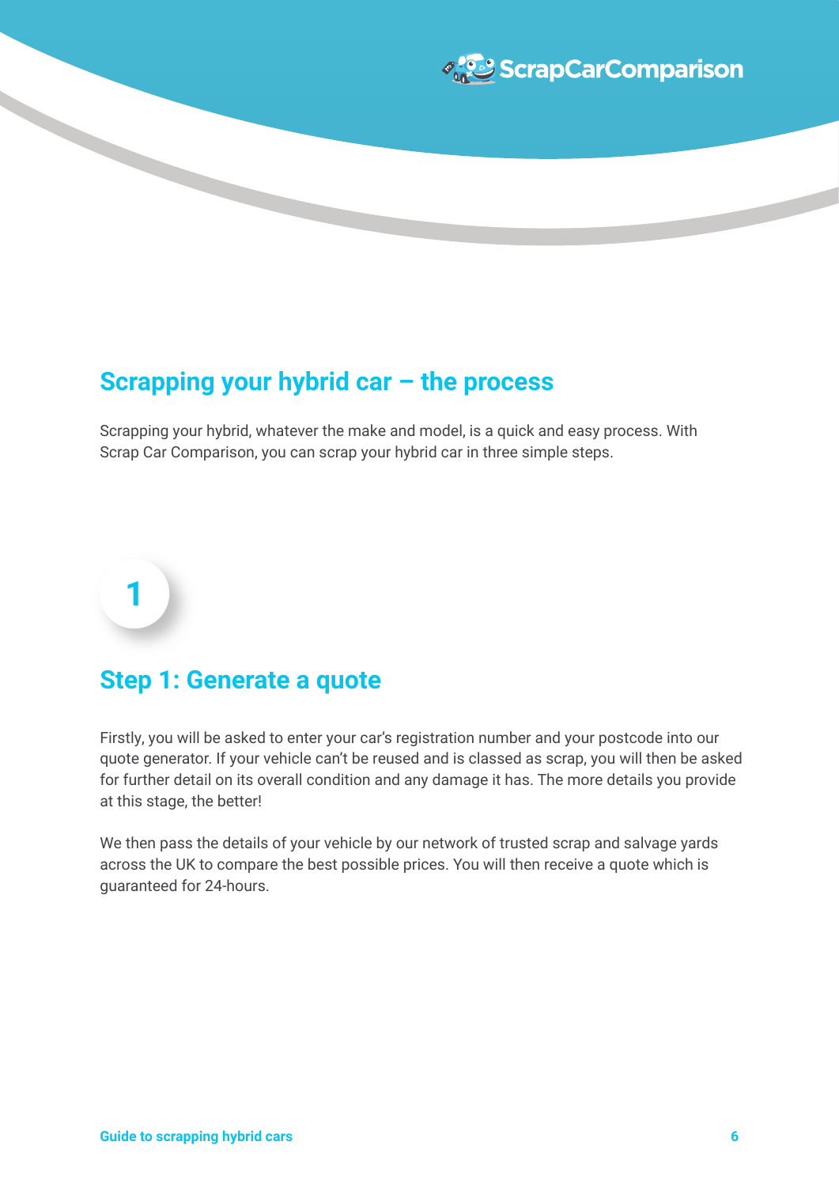## Scrapping your hybrid car – the process

Scrapping your hybrid, whatever the make and model, is a quick and easy process. With Scrap Car Comparison, you can scrap your hybrid car in three simple steps.

1

### Step 1: Generate a quote

Firstly, you will be asked to enter your car's registration number and your postcode into our quote generator. If your vehicle can't be reused and is classed as scrap, you will then be asked for further detail on its overall condition and any damage it has. The more details you provide at this stage, the better!

We then pass the details of your vehicle by our network of trusted scrap and salvage yards across the UK to compare the best possible prices. You will then receive a quote which is guaranteed for 24-hours.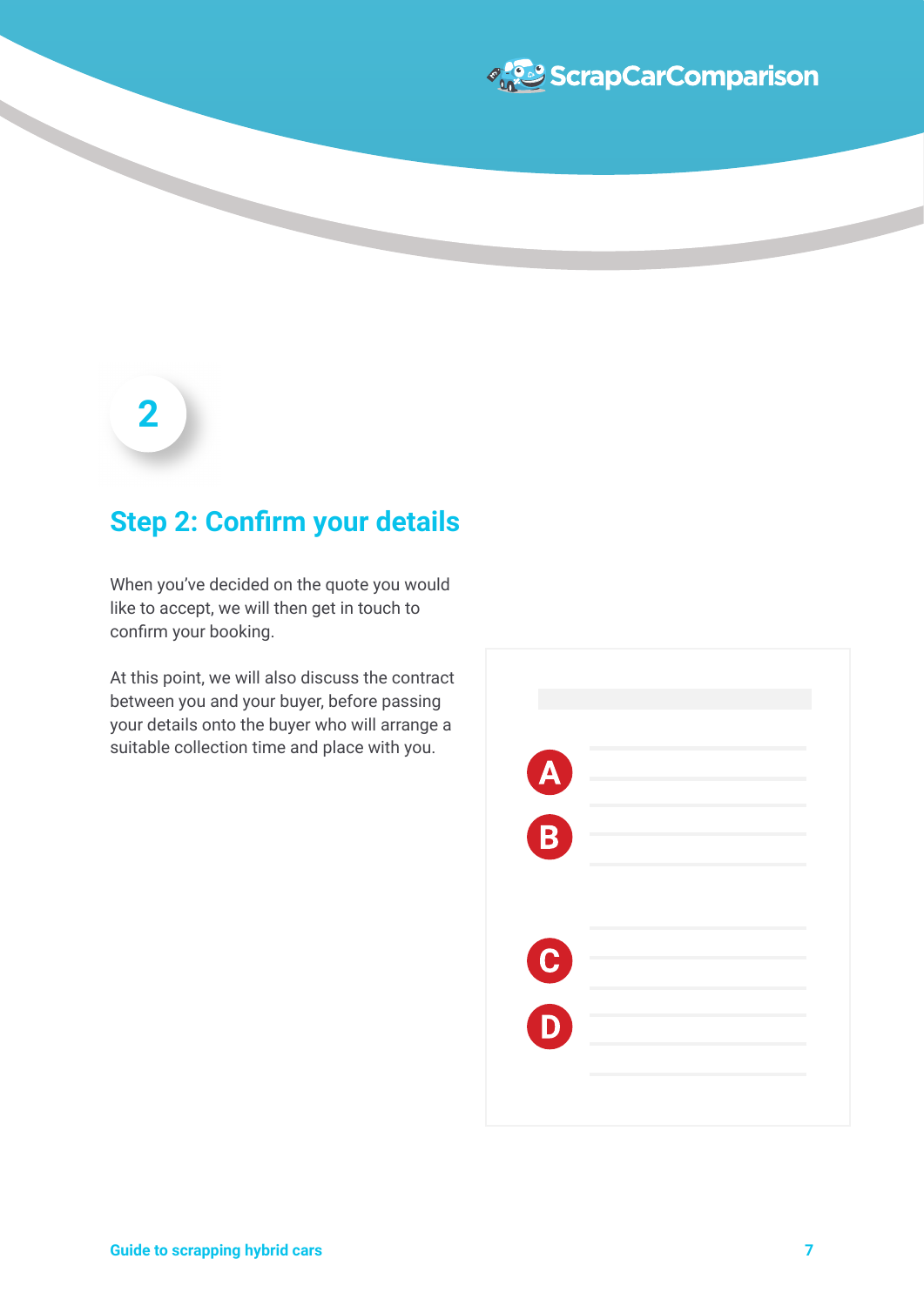2

## Step 2: Confirm your details

When you've decided on the quote you would like to accept, we will then get in touch to confirm your booking.

At this point, we will also discuss the contract between you and your buyer, before passing your details onto the buyer who will arrange a suitable collection time and place with you.

A

B

C

D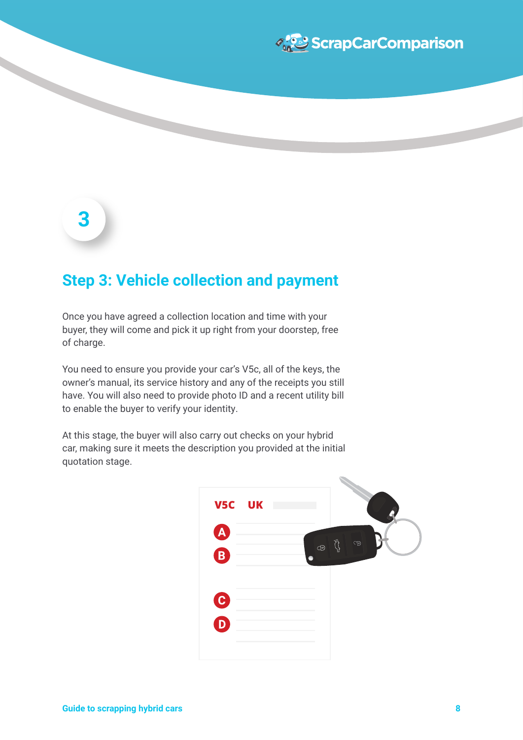3

## Step 3: Vehicle collection and payment

Once you have agreed a collection location and time with your buyer, they will come and pick it up right from your doorstep, free of charge.

You need to ensure you provide your car's V5c, all of the keys, the owner's manual, its service history and any of the receipts you still have. You will also need to provide photo ID and a recent utility bill to enable the buyer to verify your identity.

At this stage, the buyer will also carry out checks on your hybrid car, making sure it meets the description you provided at the initial quotation stage.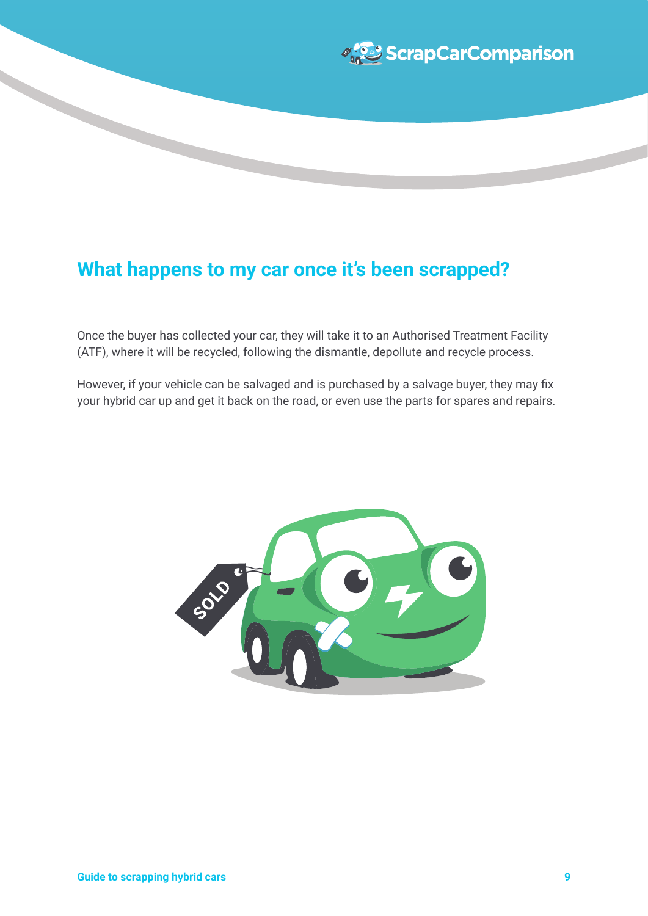## What happens to my car once it's been scrapped?

Once the buyer has collected your car, they will take it to an Authorised Treatment Facility (ATF), where it will be recycled, following the dismantle, depollute and recycle process.

However, if your vehicle can be salvaged and is purchased by a salvage buyer, they may fix your hybrid car up and get it back on the road, or even use the parts for spares and repairs.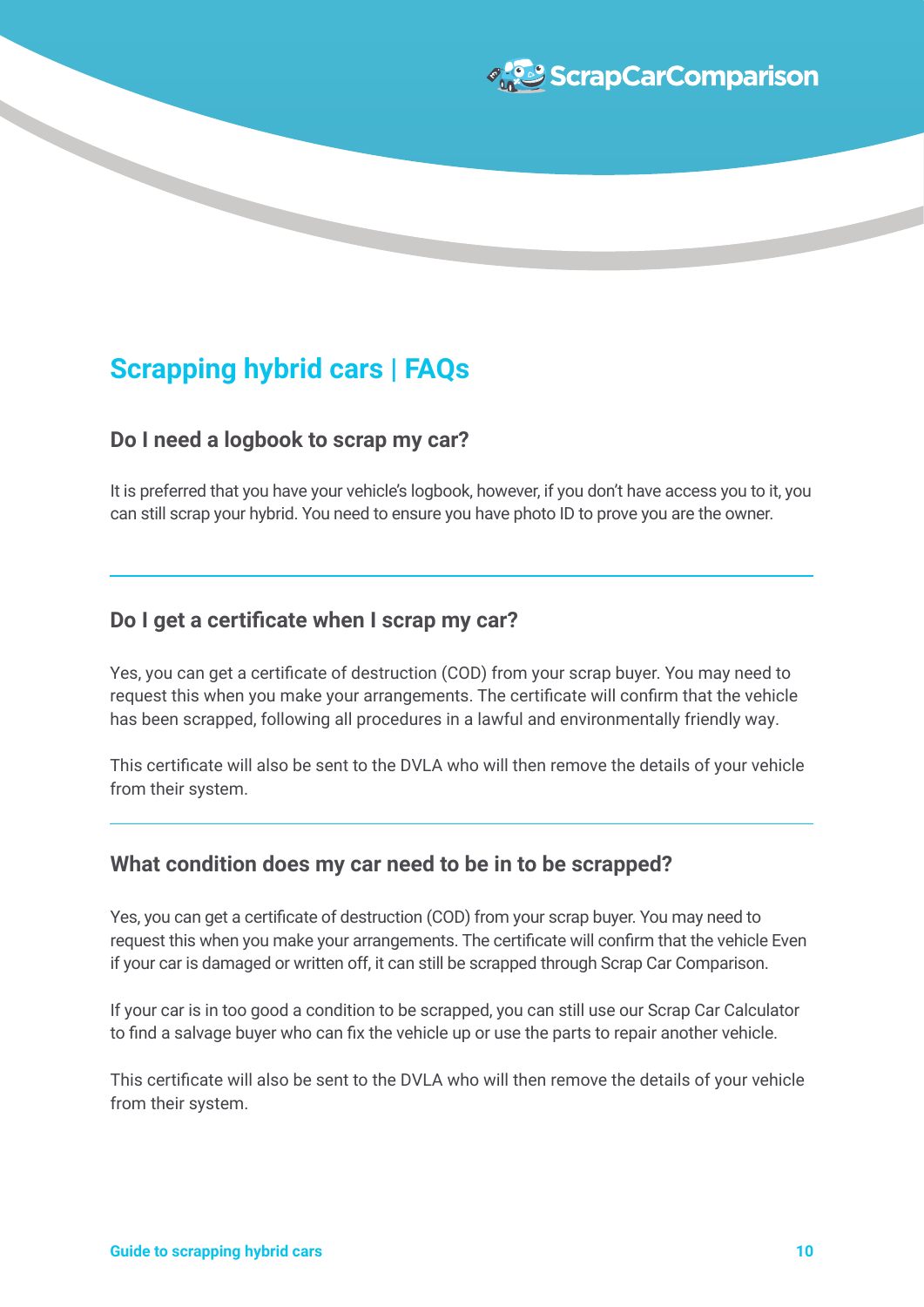## Scrapping hybrid cars | FAQs

### Do I need a logbook to scrap my car?

It is preferred that you have your vehicle's logbook, however, if you don't have access you to it, you can still scrap your hybrid. You need to ensure you have photo ID to prove you are the owner.

---

### Do I get a certificate when I scrap my car?

Yes, you can get a certificate of destruction (COD) from your scrap buyer. You may need to request this when you make your arrangements. The certificate will confirm that the vehicle has been scrapped, following all procedures in a lawful and environmentally friendly way.

This certificate will also be sent to the DVLA who will then remove the details of your vehicle from their system.

---

### What condition does my car need to be in to be scrapped?

Yes, you can get a certificate of destruction (COD) from your scrap buyer. You may need to request this when you make your arrangements. The certificate will confirm that the vehicle Even if your car is damaged or written off, it can still be scrapped through Scrap Car Comparison.

If your car is in too good a condition to be scrapped, you can still use our Scrap Car Calculator to find a salvage buyer who can fix the vehicle up or use the parts to repair another vehicle.

This certificate will also be sent to the DVLA who will then remove the details of your vehicle from their system.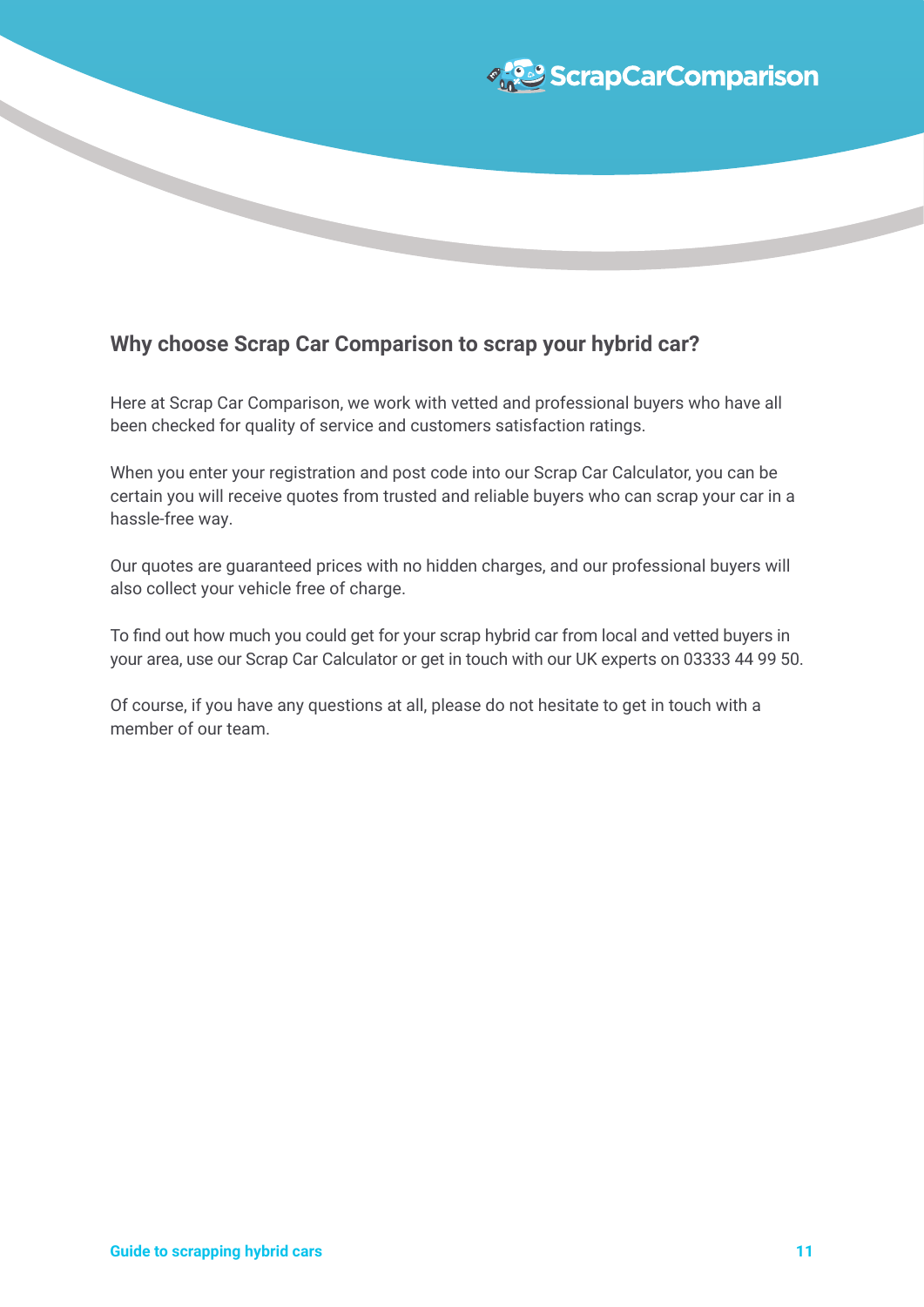## Why choose Scrap Car Comparison to scrap your hybrid car?

Here at Scrap Car Comparison, we work with vetted and professional buyers who have all been checked for quality of service and customers satisfaction ratings.

When you enter your registration and post code into our Scrap Car Calculator, you can be certain you will receive quotes from trusted and reliable buyers who can scrap your car in a hassle-free way.

Our quotes are guaranteed prices with no hidden charges, and our professional buyers will also collect your vehicle free of charge.

To find out how much you could get for your scrap hybrid car from local and vetted buyers in your area, use our Scrap Car Calculator or get in touch with our UK experts on 03333 44 99 50.

Of course, if you have any questions at all, please do not hesitate to get in touch with a member of our team.